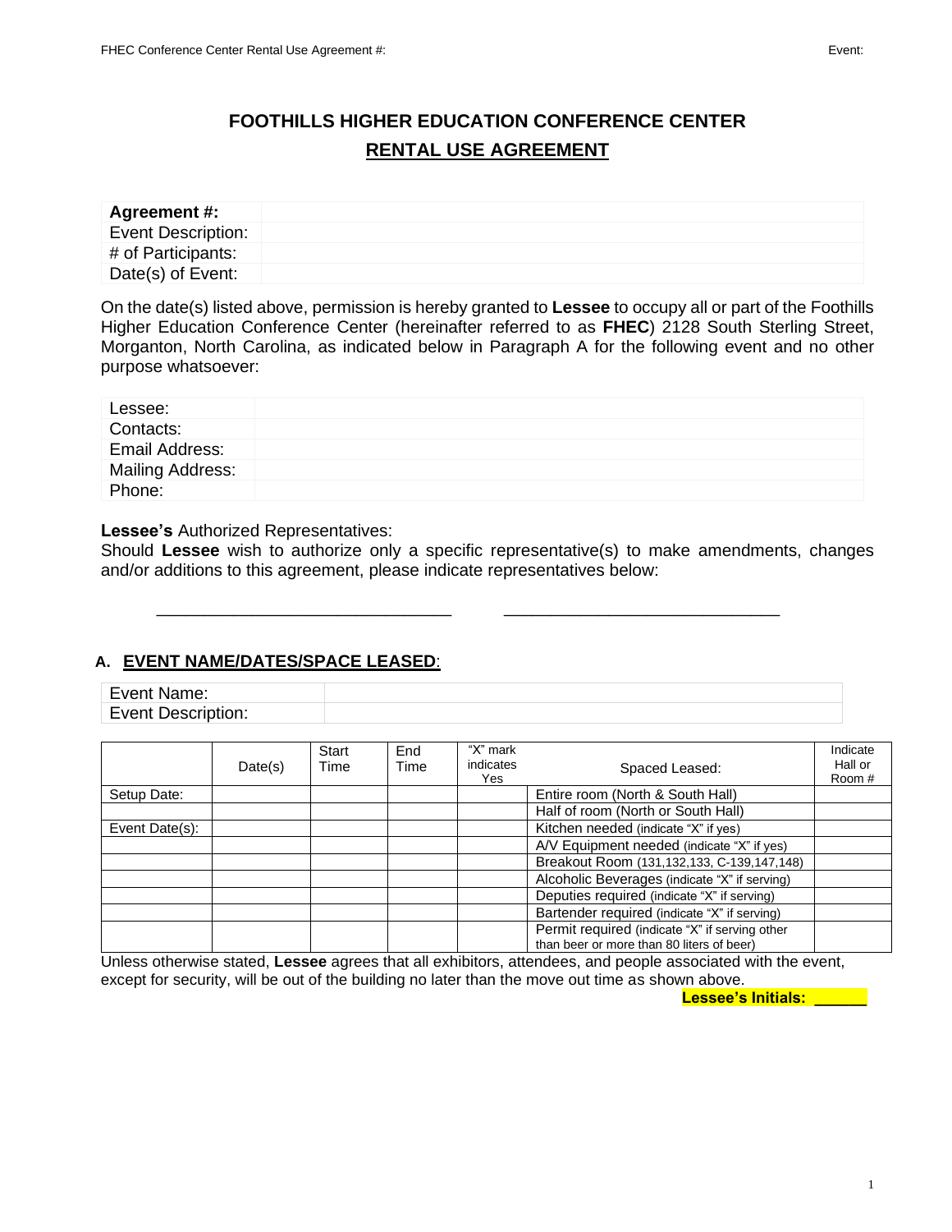# FOOTHILLS HIGHER EDUCATION CONFERENCE CENTER

## RENTAL USE AGREEMENT

| **Agreement #:** | |
|---|---|
| Event Description: | |
| # of Participants: | |
| Date(s) of Event: | |

On the date(s) listed above, permission is hereby granted to **Lessee** to occupy all or part of the Foothills Higher Education Conference Center (hereinafter referred to as **FHEC**) 2128 South Sterling Street, Morganton, North Carolina, as indicated below in Paragraph A for the following event and no other purpose whatsoever:

| Lessee: | |
|---|---|
| Contacts: | |
| Email Address: | |
| Mailing Address: | |
| Phone: | |

**Lessee's** Authorized Representatives:
Should **Lessee** wish to authorize only a specific representative(s) to make amendments, changes and/or additions to this agreement, please indicate representatives below:

______________________________     ______________________________

### A. EVENT NAME/DATES/SPACE LEASED:

| Event Name: | |
|---|---|
| Event Description: | |

| | Date(s) | Start Time | End Time | "X" mark indicates Yes | Spaced Leased: | Indicate Hall or Room # |
|---|---|---|---|---|---|---|
| Setup Date: | | | | | Entire room (North & South Hall) | |
| | | | | | Half of room (North or South Hall) | |
| Event Date(s): | | | | | Kitchen needed (indicate "X" if yes) | |
| | | | | | A/V Equipment needed (indicate "X" if yes) | |
| | | | | | Breakout Room (131,132,133, C-139,147,148) | |
| | | | | | Alcoholic Beverages (indicate "X" if serving) | |
| | | | | | Deputies required (indicate "X" if serving) | |
| | | | | | Bartender required (indicate "X" if serving) | |
| | | | | | Permit required (indicate "X" if serving other than beer or more than 80 liters of beer) | |

Unless otherwise stated, **Lessee** agrees that all exhibitors, attendees, and people associated with the event, except for security, will be out of the building no later than the move out time as shown above.

**Lessee's Initials: ______**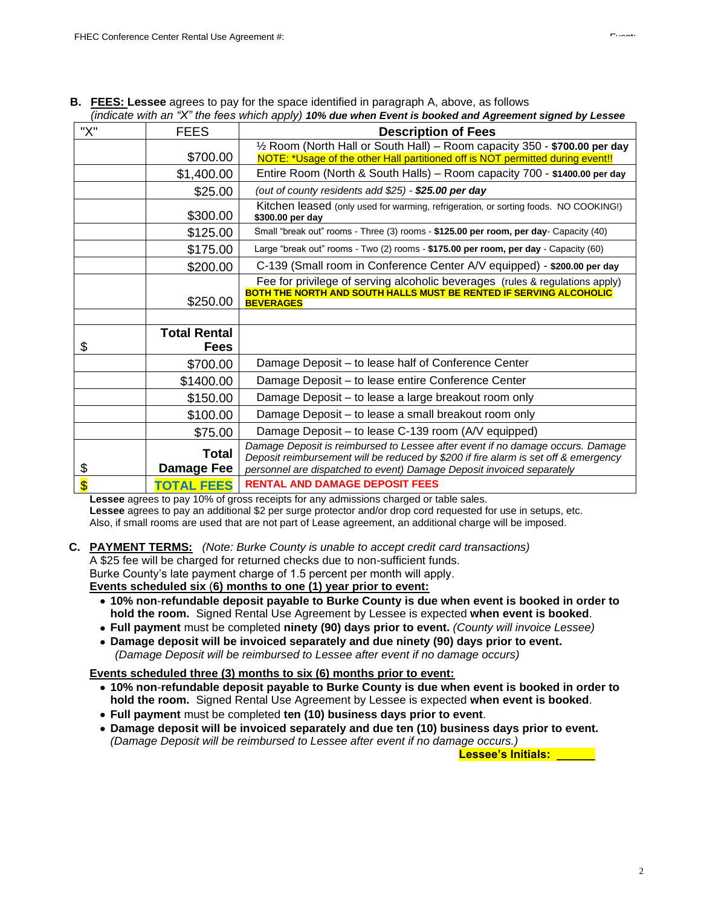**B. FEES: Lessee** agrees to pay for the space identified in paragraph A, above, as follows
*(indicate with an "X" the fees which apply)* ***10% due when Event is booked and Agreement signed by Lessee***

| "X" | FEES | Description of Fees |
|---|---|---|
| | $700.00 | ½ Room (North Hall or South Hall) – Room capacity 350 - **$700.00 per day** NOTE: *Usage of the other Hall partitioned off is NOT permitted during event!! |
| | $1,400.00 | Entire Room (North & South Halls) – Room capacity 700 - **$1400.00 per day** |
| | $25.00 | *(out of county residents add $25) - **$25.00 per day*** |
| | $300.00 | Kitchen leased (only used for warming, refrigeration, or sorting foods. NO COOKING!) **$300.00 per day** |
| | $125.00 | Small "break out" rooms - Three (3) rooms - **$125.00 per room, per day**- Capacity (40) |
| | $175.00 | Large "break out" rooms - Two (2) rooms - **$175.00 per room, per day** - Capacity (60) |
| | $200.00 | C-139 (Small room in Conference Center A/V equipped) - **$200.00 per day** |
| | $250.00 | Fee for privilege of serving alcoholic beverages (rules & regulations apply) **BOTH THE NORTH AND SOUTH HALLS MUST BE RENTED IF SERVING ALCOHOLIC BEVERAGES** |
| | | |
| $ | **Total Rental Fees** | |
| | $700.00 | Damage Deposit – to lease half of Conference Center |
| | $1400.00 | Damage Deposit – to lease entire Conference Center |
| | $150.00 | Damage Deposit – to lease a large breakout room only |
| | $100.00 | Damage Deposit – to lease a small breakout room only |
| | $75.00 | Damage Deposit – to lease C-139 room (A/V equipped) |
| $ | **Total Damage Fee** | *Damage Deposit is reimbursed to Lessee after event if no damage occurs. Damage Deposit reimbursement will be reduced by $200 if fire alarm is set off & emergency personnel are dispatched to event) Damage Deposit invoiced separately* |
| **$** | **TOTAL FEES** | **RENTAL AND DAMAGE DEPOSIT FEES** |

**Lessee** agrees to pay 10% of gross receipts for any admissions charged or table sales.
**Lessee** agrees to pay an additional $2 per surge protector and/or drop cord requested for use in setups, etc.
Also, if small rooms are used that are not part of Lease agreement, an additional charge will be imposed.

**C. PAYMENT TERMS:** *(Note: Burke County is unable to accept credit card transactions)*
A $25 fee will be charged for returned checks due to non-sufficient funds.
Burke County's late payment charge of 1.5 percent per month will apply.

**Events scheduled six (6) months to one (1) year prior to event:**

- **10% non-refundable deposit payable to Burke County is due when event is booked in order to hold the room.** Signed Rental Use Agreement by Lessee is expected **when event is booked**.
- **Full payment** must be completed **ninety (90) days prior to event.** *(County will invoice Lessee)*
- **Damage deposit will be invoiced separately and due ninety (90) days prior to event.** *(Damage Deposit will be reimbursed to Lessee after event if no damage occurs)*

**Events scheduled three (3) months to six (6) months prior to event:**

- **10% non-refundable deposit payable to Burke County is due when event is booked in order to hold the room.** Signed Rental Use Agreement by Lessee is expected **when event is booked**.
- **Full payment** must be completed **ten (10) business days prior to event**.
- **Damage deposit will be invoiced separately and due ten (10) business days prior to event.** *(Damage Deposit will be reimbursed to Lessee after event if no damage occurs.)*

**Lessee's Initials: ______**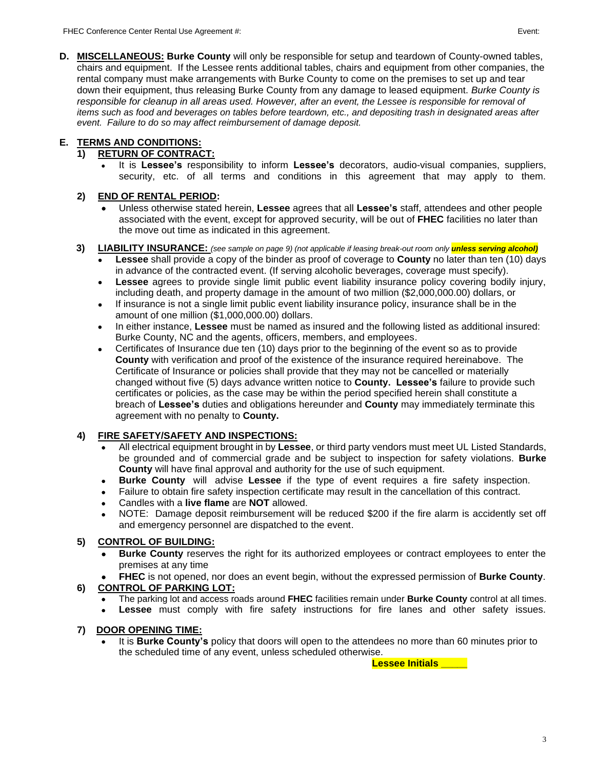**D. MISCELLANEOUS: Burke County** will only be responsible for setup and teardown of County-owned tables, chairs and equipment. If the Lessee rents additional tables, chairs and equipment from other companies, the rental company must make arrangements with Burke County to come on the premises to set up and tear down their equipment, thus releasing Burke County from any damage to leased equipment. *Burke County is responsible for cleanup in all areas used. However, after an event, the Lessee is responsible for removal of items such as food and beverages on tables before teardown, etc., and depositing trash in designated areas after event. Failure to do so may affect reimbursement of damage deposit.*

**E. TERMS AND CONDITIONS:**

**1) RETURN OF CONTRACT:**

- It is **Lessee's** responsibility to inform **Lessee's** decorators, audio-visual companies, suppliers, security, etc. of all terms and conditions in this agreement that may apply to them.

**2) END OF RENTAL PERIOD:**

- Unless otherwise stated herein, **Lessee** agrees that all **Lessee's** staff, attendees and other people associated with the event, except for approved security, will be out of **FHEC** facilities no later than the move out time as indicated in this agreement.

**3) LIABILITY INSURANCE:** *(see sample on page 9) (not applicable if leasing break-out room only **unless serving alcohol)***

- **Lessee** shall provide a copy of the binder as proof of coverage to **County** no later than ten (10) days in advance of the contracted event. (If serving alcoholic beverages, coverage must specify).
- **Lessee** agrees to provide single limit public event liability insurance policy covering bodily injury, including death, and property damage in the amount of two million ($2,000,000.00) dollars, or
- If insurance is not a single limit public event liability insurance policy, insurance shall be in the amount of one million ($1,000,000.00) dollars.
- In either instance, **Lessee** must be named as insured and the following listed as additional insured: Burke County, NC and the agents, officers, members, and employees.
- Certificates of Insurance due ten (10) days prior to the beginning of the event so as to provide **County** with verification and proof of the existence of the insurance required hereinabove. The Certificate of Insurance or policies shall provide that they may not be cancelled or materially changed without five (5) days advance written notice to **County. Lessee's** failure to provide such certificates or policies, as the case may be within the period specified herein shall constitute a breach of **Lessee's** duties and obligations hereunder and **County** may immediately terminate this agreement with no penalty to **County.**

**4) FIRE SAFETY/SAFETY AND INSPECTIONS:**

- All electrical equipment brought in by **Lessee**, or third party vendors must meet UL Listed Standards, be grounded and of commercial grade and be subject to inspection for safety violations. **Burke County** will have final approval and authority for the use of such equipment.
- **Burke County** will advise **Lessee** if the type of event requires a fire safety inspection.
- Failure to obtain fire safety inspection certificate may result in the cancellation of this contract.
- Candles with a **live flame** are **NOT** allowed.
- NOTE: Damage deposit reimbursement will be reduced $200 if the fire alarm is accidently set off and emergency personnel are dispatched to the event.

**5) CONTROL OF BUILDING:**

- **Burke County** reserves the right for its authorized employees or contract employees to enter the premises at any time
- **FHEC** is not opened, nor does an event begin, without the expressed permission of **Burke County**.

**6) CONTROL OF PARKING LOT:**

- The parking lot and access roads around **FHEC** facilities remain under **Burke County** control at all times.
- **Lessee** must comply with fire safety instructions for fire lanes and other safety issues.

**7) DOOR OPENING TIME:**

- It is **Burke County's** policy that doors will open to the attendees no more than 60 minutes prior to the scheduled time of any event, unless scheduled otherwise.

**Lessee Initials _____**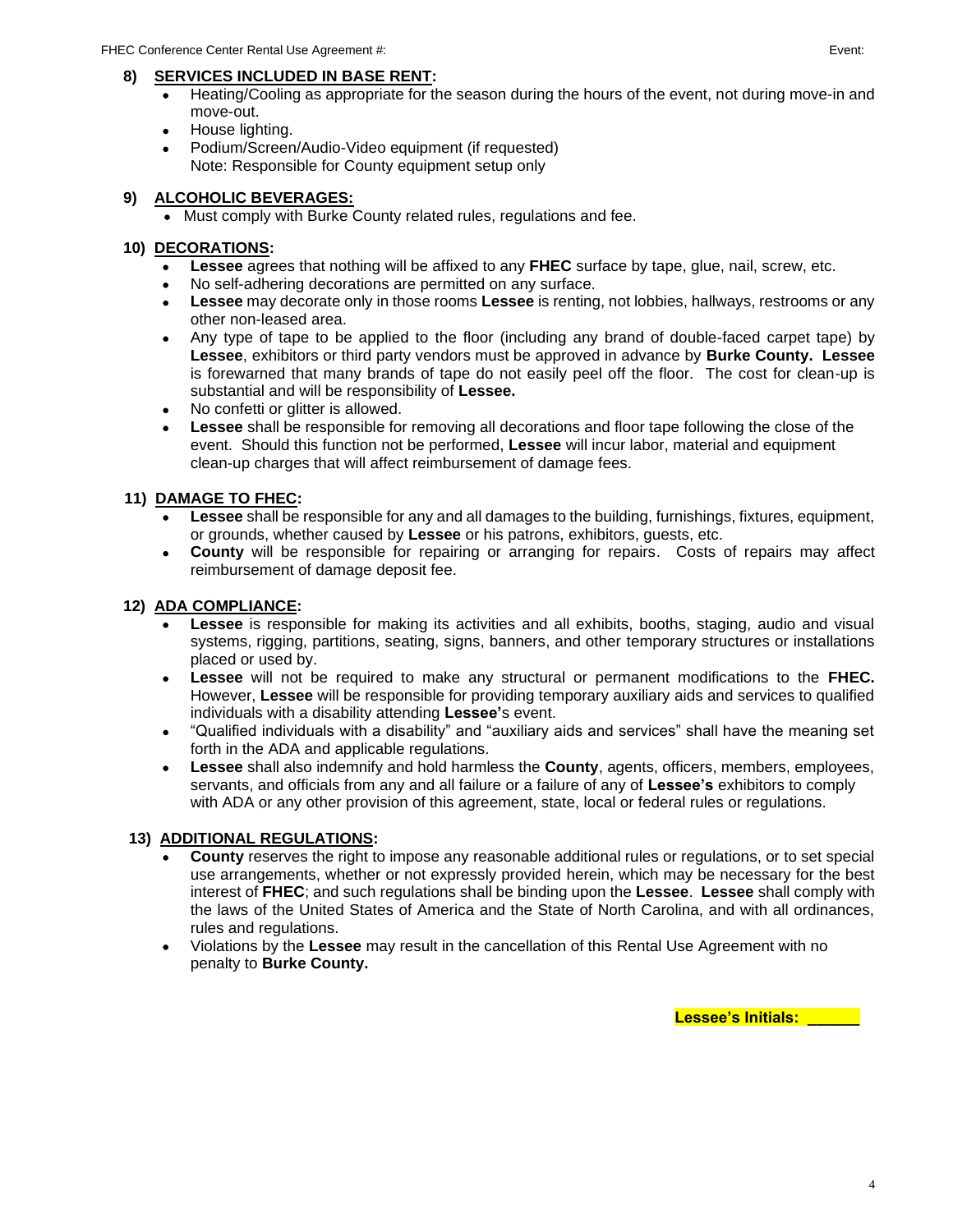**8) <u>SERVICES INCLUDED IN BASE RENT</u>:**

- Heating/Cooling as appropriate for the season during the hours of the event, not during move-in and move-out.
- House lighting.
- Podium/Screen/Audio-Video equipment (if requested)
  Note: Responsible for County equipment setup only

**9) <u>ALCOHOLIC BEVERAGES:</u>**

- Must comply with Burke County related rules, regulations and fee.

**10) <u>DECORATIONS</u>:**

- **Lessee** agrees that nothing will be affixed to any **FHEC** surface by tape, glue, nail, screw, etc.
- No self-adhering decorations are permitted on any surface.
- **Lessee** may decorate only in those rooms **Lessee** is renting, not lobbies, hallways, restrooms or any other non-leased area.
- Any type of tape to be applied to the floor (including any brand of double-faced carpet tape) by **Lessee**, exhibitors or third party vendors must be approved in advance by **Burke County. Lessee** is forewarned that many brands of tape do not easily peel off the floor. The cost for clean-up is substantial and will be responsibility of **Lessee.**
- No confetti or glitter is allowed.
- **Lessee** shall be responsible for removing all decorations and floor tape following the close of the event. Should this function not be performed, **Lessee** will incur labor, material and equipment clean-up charges that will affect reimbursement of damage fees.

**11) <u>DAMAGE TO FHEC</u>:**

- **Lessee** shall be responsible for any and all damages to the building, furnishings, fixtures, equipment, or grounds, whether caused by **Lessee** or his patrons, exhibitors, guests, etc.
- **County** will be responsible for repairing or arranging for repairs. Costs of repairs may affect reimbursement of damage deposit fee.

**12) <u>ADA COMPLIANCE</u>:**

- **Lessee** is responsible for making its activities and all exhibits, booths, staging, audio and visual systems, rigging, partitions, seating, signs, banners, and other temporary structures or installations placed or used by.
- **Lessee** will not be required to make any structural or permanent modifications to the **FHEC.** However, **Lessee** will be responsible for providing temporary auxiliary aids and services to qualified individuals with a disability attending **Lessee'**s event.
- "Qualified individuals with a disability" and "auxiliary aids and services" shall have the meaning set forth in the ADA and applicable regulations.
- **Lessee** shall also indemnify and hold harmless the **County**, agents, officers, members, employees, servants, and officials from any and all failure or a failure of any of **Lessee's** exhibitors to comply with ADA or any other provision of this agreement, state, local or federal rules or regulations.

**13) <u>ADDITIONAL REGULATIONS</u>:**

- **County** reserves the right to impose any reasonable additional rules or regulations, or to set special use arrangements, whether or not expressly provided herein, which may be necessary for the best interest of **FHEC**; and such regulations shall be binding upon the **Lessee**. **Lessee** shall comply with the laws of the United States of America and the State of North Carolina, and with all ordinances, rules and regulations.
- Violations by the **Lessee** may result in the cancellation of this Rental Use Agreement with no penalty to **Burke County.**

**Lessee's Initials: ______**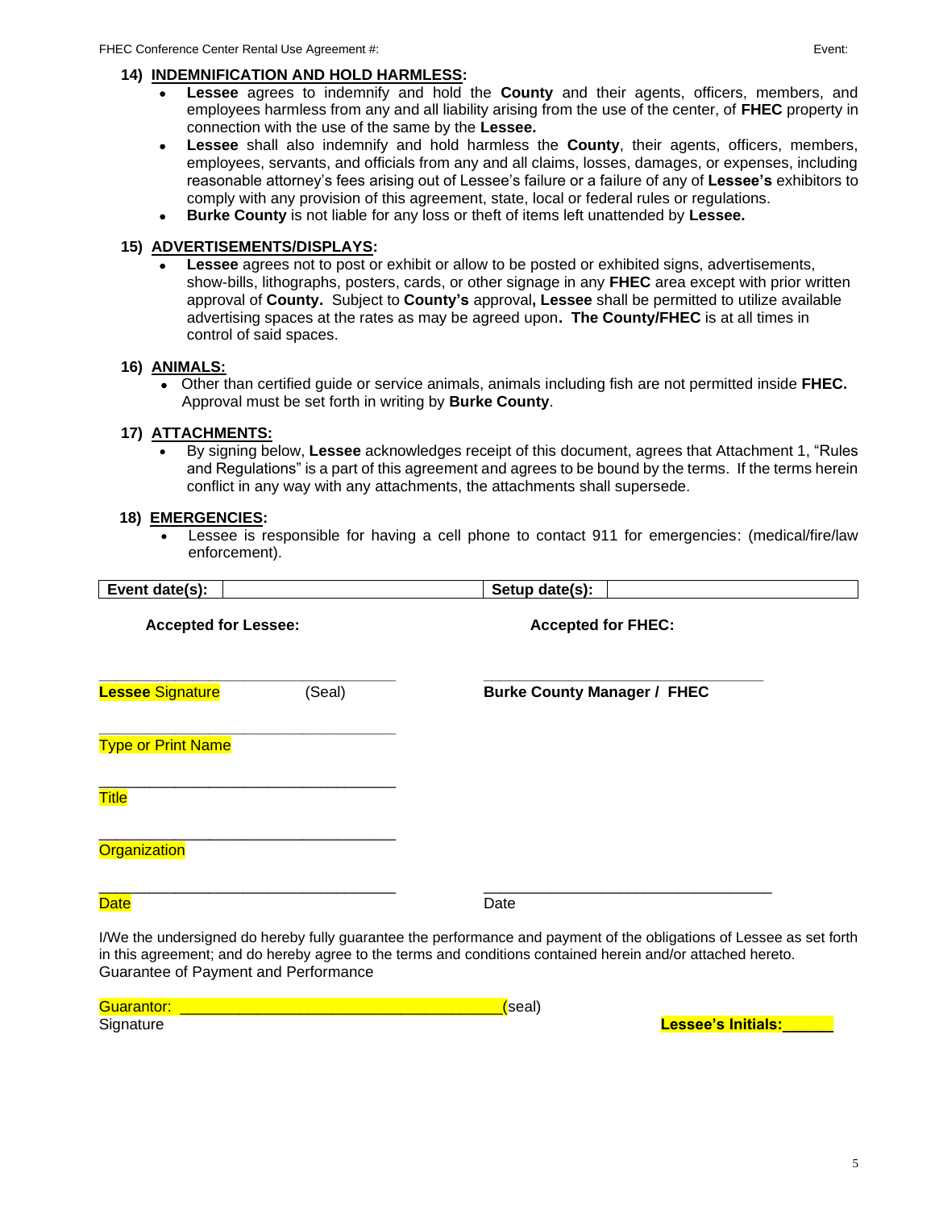**14) INDEMNIFICATION AND HOLD HARMLESS:**

- **Lessee** agrees to indemnify and hold the **County** and their agents, officers, members, and employees harmless from any and all liability arising from the use of the center, of **FHEC** property in connection with the use of the same by the **Lessee.**
- **Lessee** shall also indemnify and hold harmless the **County**, their agents, officers, members, employees, servants, and officials from any and all claims, losses, damages, or expenses, including reasonable attorney's fees arising out of Lessee's failure or a failure of any of **Lessee's** exhibitors to comply with any provision of this agreement, state, local or federal rules or regulations.
- **Burke County** is not liable for any loss or theft of items left unattended by **Lessee.**

**15) ADVERTISEMENTS/DISPLAYS:**

- **Lessee** agrees not to post or exhibit or allow to be posted or exhibited signs, advertisements, show-bills, lithographs, posters, cards, or other signage in any **FHEC** area except with prior written approval of **County.** Subject to **County's** approval**, Lessee** shall be permitted to utilize available advertising spaces at the rates as may be agreed upon**. The County/FHEC** is at all times in control of said spaces.

**16) ANIMALS:**

- Other than certified guide or service animals, animals including fish are not permitted inside **FHEC.** Approval must be set forth in writing by **Burke County**.

**17) ATTACHMENTS:**

- By signing below, **Lessee** acknowledges receipt of this document, agrees that Attachment 1, "Rules and Regulations" is a part of this agreement and agrees to be bound by the terms. If the terms herein conflict in any way with any attachments, the attachments shall supersede.

**18) EMERGENCIES:**

- Lessee is responsible for having a cell phone to contact 911 for emergencies: (medical/fire/law enforcement).

| **Event date(s):** | | **Setup date(s):** | |
|---|---|---|---|

**Accepted for Lessee:** **Accepted for FHEC:**

___________________________________ ___________________________________
**Lessee** Signature (Seal) **Burke County Manager / FHEC**

___________________________________
Type or Print Name

___________________________________
Title

___________________________________
Organization

___________________________________ ___________________________________
Date Date

I/We the undersigned do hereby fully guarantee the performance and payment of the obligations of Lessee as set forth in this agreement; and do hereby agree to the terms and conditions contained herein and/or attached hereto.
Guarantee of Payment and Performance

Guarantor: _______________________________________(seal)
Signature

**Lessee's Initials:______**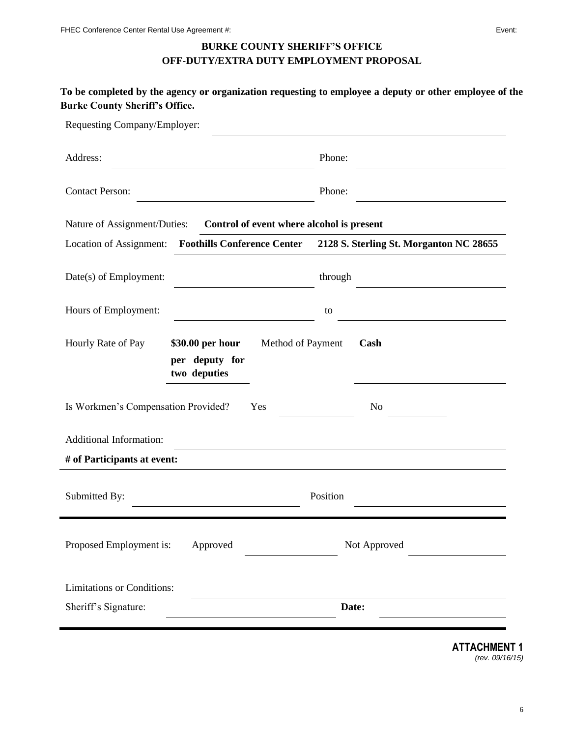FHEC Conference Center Rental Use Agreement #: Event:

# BURKE COUNTY SHERIFF'S OFFICE
## OFF-DUTY/EXTRA DUTY EMPLOYMENT PROPOSAL

**To be completed by the agency or organization requesting to employee a deputy or other employee of the Burke County Sheriff's Office.**

Requesting Company/Employer: ______________________________

Address: ______________________________ Phone: ______________________________

Contact Person: ______________________________ Phone: ______________________________

Nature of Assignment/Duties: **Control of event where alcohol is present**

Location of Assignment: **Foothills Conference Center 2128 S. Sterling St. Morganton NC 28655**

Date(s) of Employment: ______________________________ through ______________________________

Hours of Employment: ______________________________ to ______________________________

Hourly Rate of Pay **$30.00 per hour per deputy for two deputies** Method of Payment **Cash**

Is Workmen's Compensation Provided? Yes ______________ No ______________

Additional Information: ______________________________

**# of Participants at event:**

Submitted By: ______________________________ Position ______________________________

---

Proposed Employment is: Approved ______________ Not Approved ______________

Limitations or Conditions: ______________________________

Sheriff's Signature: ______________________________ **Date:** ______________________________

---

**ATTACHMENT 1**
*(rev. 09/16/15)*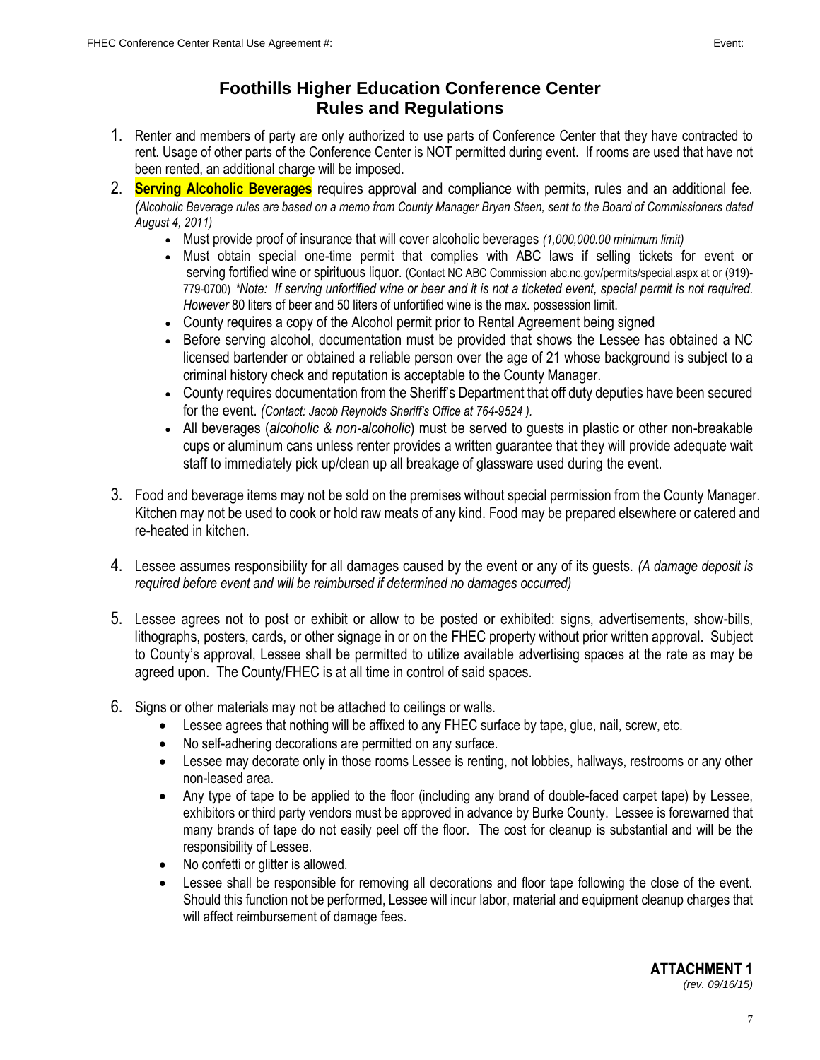# Foothills Higher Education Conference Center
## Rules and Regulations

1. Renter and members of party are only authorized to use parts of Conference Center that they have contracted to rent. Usage of other parts of the Conference Center is NOT permitted during event. If rooms are used that have not been rented, an additional charge will be imposed.
2. **Serving Alcoholic Beverages** requires approval and compliance with permits, rules and an additional fee. *(Alcoholic Beverage rules are based on a memo from County Manager Bryan Steen, sent to the Board of Commissioners dated August 4, 2011)*
   - Must provide proof of insurance that will cover alcoholic beverages *(1,000,000.00 minimum limit)*
   - Must obtain special one-time permit that complies with ABC laws if selling tickets for event or serving fortified wine or spirituous liquor. (Contact NC ABC Commission abc.nc.gov/permits/special.aspx at or (919)-779-0700) *\*Note: If serving unfortified wine or beer and it is not a ticketed event, special permit is not required. However* 80 liters of beer and 50 liters of unfortified wine is the max. possession limit.
   - County requires a copy of the Alcohol permit prior to Rental Agreement being signed
   - Before serving alcohol, documentation must be provided that shows the Lessee has obtained a NC licensed bartender or obtained a reliable person over the age of 21 whose background is subject to a criminal history check and reputation is acceptable to the County Manager.
   - County requires documentation from the Sheriff's Department that off duty deputies have been secured for the event. *(Contact: Jacob Reynolds Sheriff's Office at 764-9524 ).*
   - All beverages (*alcoholic & non-alcoholic*) must be served to guests in plastic or other non-breakable cups or aluminum cans unless renter provides a written guarantee that they will provide adequate wait staff to immediately pick up/clean up all breakage of glassware used during the event.
3. Food and beverage items may not be sold on the premises without special permission from the County Manager. Kitchen may not be used to cook or hold raw meats of any kind. Food may be prepared elsewhere or catered and re-heated in kitchen.
4. Lessee assumes responsibility for all damages caused by the event or any of its guests. *(A damage deposit is required before event and will be reimbursed if determined no damages occurred)*
5. Lessee agrees not to post or exhibit or allow to be posted or exhibited: signs, advertisements, show-bills, lithographs, posters, cards, or other signage in or on the FHEC property without prior written approval. Subject to County's approval, Lessee shall be permitted to utilize available advertising spaces at the rate as may be agreed upon. The County/FHEC is at all time in control of said spaces.
6. Signs or other materials may not be attached to ceilings or walls.
   - Lessee agrees that nothing will be affixed to any FHEC surface by tape, glue, nail, screw, etc.
   - No self-adhering decorations are permitted on any surface.
   - Lessee may decorate only in those rooms Lessee is renting, not lobbies, hallways, restrooms or any other non-leased area.
   - Any type of tape to be applied to the floor (including any brand of double-faced carpet tape) by Lessee, exhibitors or third party vendors must be approved in advance by Burke County. Lessee is forewarned that many brands of tape do not easily peel off the floor. The cost for cleanup is substantial and will be the responsibility of Lessee.
   - No confetti or glitter is allowed.
   - Lessee shall be responsible for removing all decorations and floor tape following the close of the event. Should this function not be performed, Lessee will incur labor, material and equipment cleanup charges that will affect reimbursement of damage fees.

**ATTACHMENT 1**
*(rev. 09/16/15)*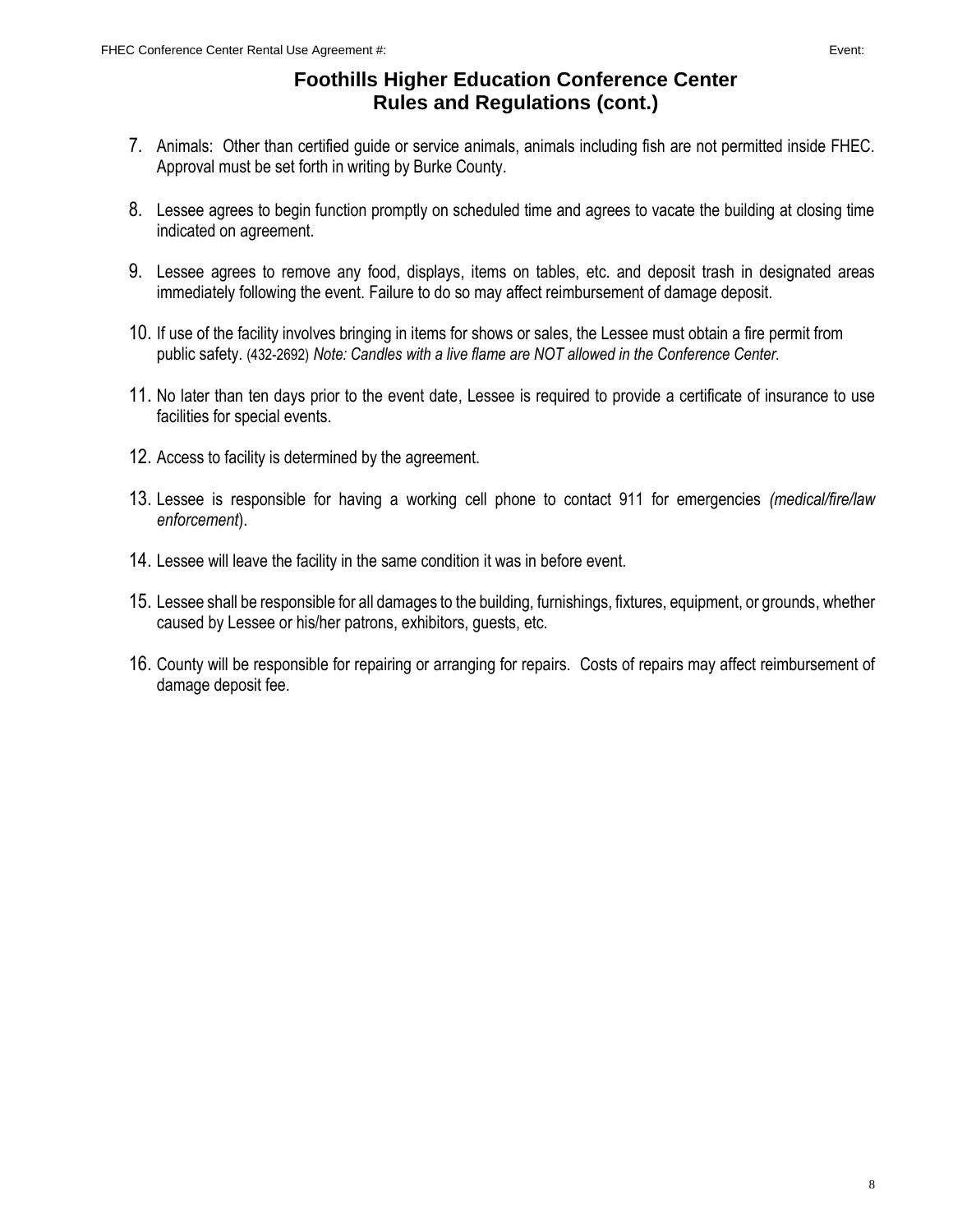# Foothills Higher Education Conference Center
# Rules and Regulations (cont.)

7. Animals: Other than certified guide or service animals, animals including fish are not permitted inside FHEC. Approval must be set forth in writing by Burke County.

8. Lessee agrees to begin function promptly on scheduled time and agrees to vacate the building at closing time indicated on agreement.

9. Lessee agrees to remove any food, displays, items on tables, etc. and deposit trash in designated areas immediately following the event. Failure to do so may affect reimbursement of damage deposit.

10. If use of the facility involves bringing in items for shows or sales, the Lessee must obtain a fire permit from public safety. (432-2692) *Note: Candles with a live flame are NOT allowed in the Conference Center.*

11. No later than ten days prior to the event date, Lessee is required to provide a certificate of insurance to use facilities for special events.

12. Access to facility is determined by the agreement.

13. Lessee is responsible for having a working cell phone to contact 911 for emergencies *(medical/fire/law enforcement*).

14. Lessee will leave the facility in the same condition it was in before event.

15. Lessee shall be responsible for all damages to the building, furnishings, fixtures, equipment, or grounds, whether caused by Lessee or his/her patrons, exhibitors, guests, etc.

16. County will be responsible for repairing or arranging for repairs. Costs of repairs may affect reimbursement of damage deposit fee.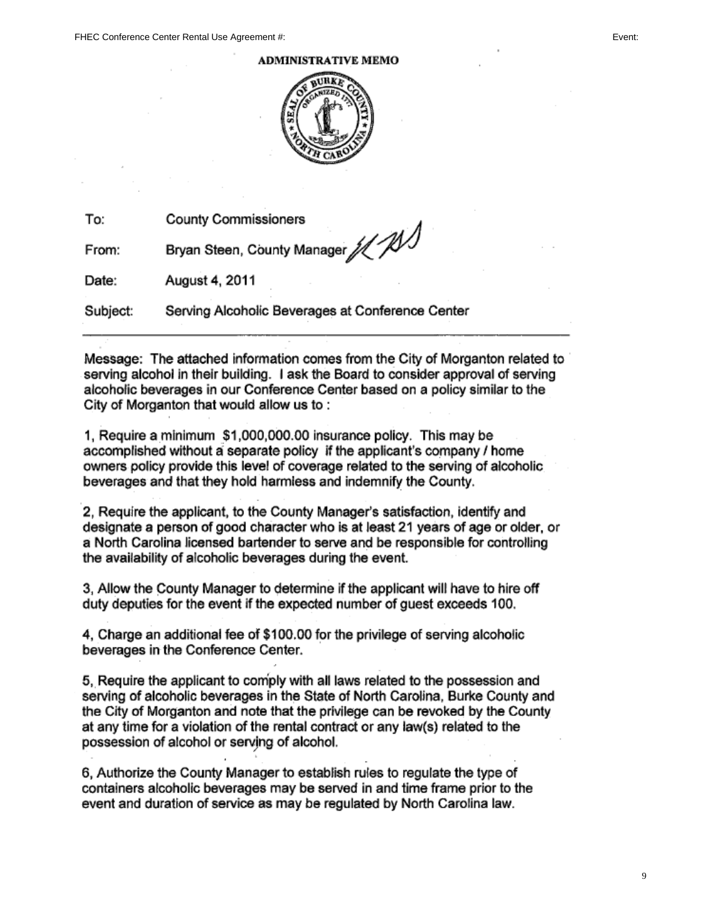FHEC Conference Center Rental Use Agreement #: Event:

**ADMINISTRATIVE MEMO**

To: County Commissioners

From: Bryan Steen, County Manager

Date: August 4, 2011

Subject: Serving Alcoholic Beverages at Conference Center

---

Message: The attached information comes from the City of Morganton related to serving alcohol in their building. I ask the Board to consider approval of serving alcoholic beverages in our Conference Center based on a policy similar to the City of Morganton that would allow us to :

1, Require a minimum $1,000,000.00 insurance policy. This may be accomplished without a separate policy if the applicant's company / home owners policy provide this level of coverage related to the serving of alcoholic beverages and that they hold harmless and indemnify the County.

2, Require the applicant, to the County Manager's satisfaction, identify and designate a person of good character who is at least 21 years of age or older, or a North Carolina licensed bartender to serve and be responsible for controlling the availability of alcoholic beverages during the event.

3, Allow the County Manager to determine if the applicant will have to hire off duty deputies for the event if the expected number of guest exceeds 100.

4, Charge an additional fee of $100.00 for the privilege of serving alcoholic beverages in the Conference Center.

5, Require the applicant to comply with all laws related to the possession and serving of alcoholic beverages in the State of North Carolina, Burke County and the City of Morganton and note that the privilege can be revoked by the County at any time for a violation of the rental contract or any law(s) related to the possession of alcohol or serving of alcohol.

6, Authorize the County Manager to establish rules to regulate the type of containers alcoholic beverages may be served in and time frame prior to the event and duration of service as may be regulated by North Carolina law.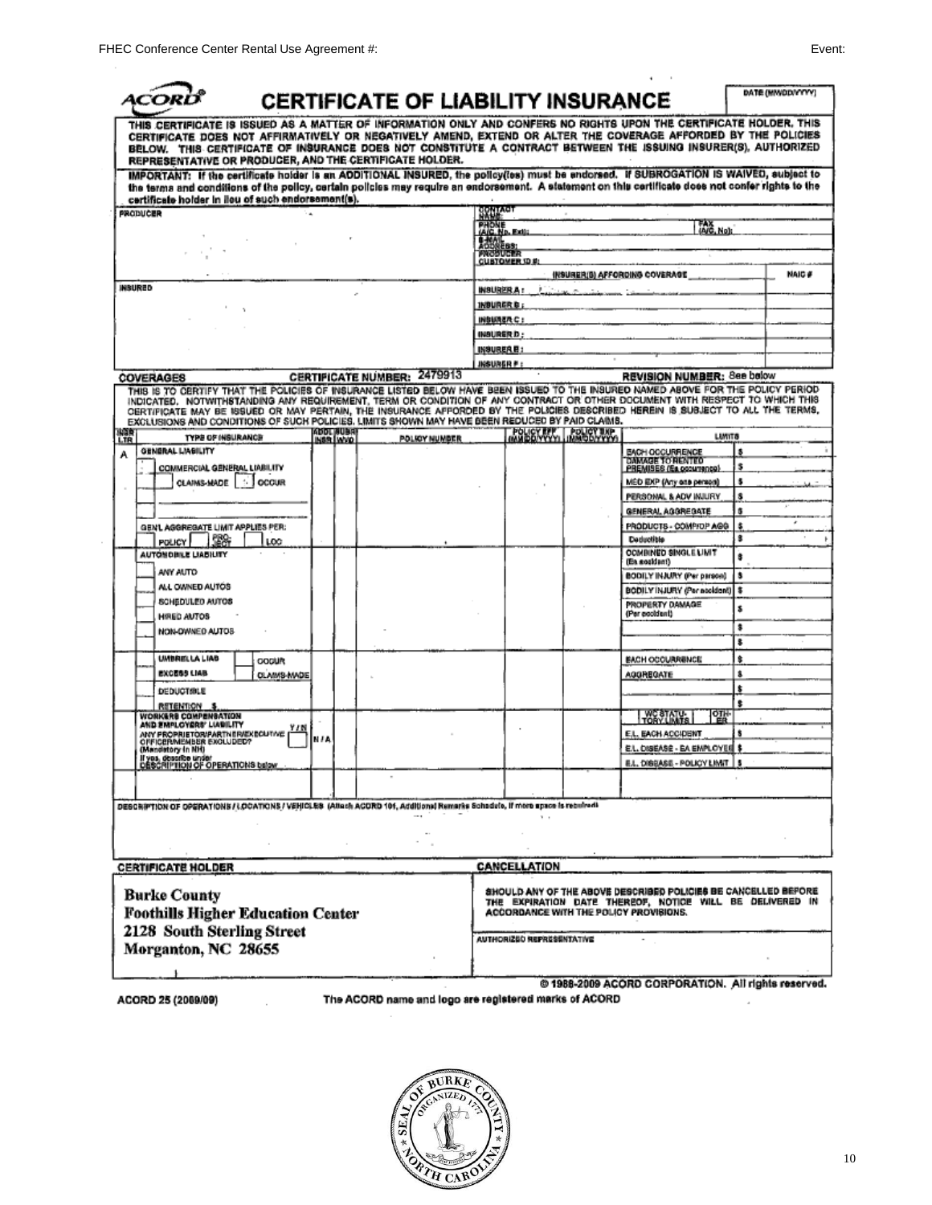FHEC Conference Center Rental Use Agreement #: Event:

# ACORD CERTIFICATE OF LIABILITY INSURANCE

DATE (MM/DD/YYYY)

THIS CERTIFICATE IS ISSUED AS A MATTER OF INFORMATION ONLY AND CONFERS NO RIGHTS UPON THE CERTIFICATE HOLDER. THIS CERTIFICATE DOES NOT AFFIRMATIVELY OR NEGATIVELY AMEND, EXTEND OR ALTER THE COVERAGE AFFORDED BY THE POLICIES BELOW. THIS CERTIFICATE OF INSURANCE DOES NOT CONSTITUTE A CONTRACT BETWEEN THE ISSUING INSURER(S), AUTHORIZED REPRESENTATIVE OR PRODUCER, AND THE CERTIFICATE HOLDER.

**IMPORTANT: If the certificate holder is an ADDITIONAL INSURED, the policy(ies) must be endorsed. If SUBROGATION IS WAIVED, subject to the terms and conditions of the policy, certain policies may require an endorsement. A statement on this certificate does not confer rights to the certificate holder in lieu of such endorsement(s).**

| PRODUCER | CONTACT NAME: | | |
|---|---|---|---|
| | PHONE (A/C, No, Ext): | FAX (A/C, No): | |
| | E-MAIL ADDRESS: | | |
| | PRODUCER CUSTOMER ID #: | | |
| | INSURER(S) AFFORDING COVERAGE | | NAIC # |
| INSURED | INSURER A : | | |
| | INSURER B : | | |
| | INSURER C : | | |
| | INSURER D : | | |
| | INSURER E : | | |
| | INSURER F : | | |

**COVERAGES** **CERTIFICATE NUMBER:** 2479913 **REVISION NUMBER:** See below

THIS IS TO CERTIFY THAT THE POLICIES OF INSURANCE LISTED BELOW HAVE BEEN ISSUED TO THE INSURED NAMED ABOVE FOR THE POLICY PERIOD INDICATED. NOTWITHSTANDING ANY REQUIREMENT, TERM OR CONDITION OF ANY CONTRACT OR OTHER DOCUMENT WITH RESPECT TO WHICH THIS CERTIFICATE MAY BE ISSUED OR MAY PERTAIN, THE INSURANCE AFFORDED BY THE POLICIES DESCRIBED HEREIN IS SUBJECT TO ALL THE TERMS, EXCLUSIONS AND CONDITIONS OF SUCH POLICIES. LIMITS SHOWN MAY HAVE BEEN REDUCED BY PAID CLAIMS.

| INSR LTR | TYPE OF INSURANCE | ADDL INSR | SUBR WVD | POLICY NUMBER | POLICY EFF (MM/DD/YYYY) | POLICY EXP (MM/DD/YYYY) | LIMITS | |
|---|---|---|---|---|---|---|---|---|
| A | GENERAL LIABILITY | | | | | | EACH OCCURRENCE | $ |
| | COMMERCIAL GENERAL LIABILITY | | | | | | DAMAGE TO RENTED PREMISES (Ea occurrence) | $ |
| | CLAIMS-MADE / OCCUR | | | | | | MED EXP (Any one person) | $ |
| | | | | | | | PERSONAL & ADV INJURY | $ |
| | | | | | | | GENERAL AGGREGATE | $ |
| | GEN'L AGGREGATE LIMIT APPLIES PER: | | | | | | PRODUCTS - COMP/OP AGG | $ |
| | POLICY / PRO-JECT / LOC | | | | | | Deductible | $ |
| | AUTOMOBILE LIABILITY | | | | | | COMBINED SINGLE LIMIT (Ea accident) | $ |
| | ANY AUTO | | | | | | BODILY INJURY (Per person) | $ |
| | ALL OWNED AUTOS | | | | | | BODILY INJURY (Per accident) | $ |
| | SCHEDULED AUTOS | | | | | | PROPERTY DAMAGE (Per accident) | $ |
| | HIRED AUTOS | | | | | | | $ |
| | NON-OWNED AUTOS | | | | | | | $ |
| | UMBRELLA LIAB / OCCUR | | | | | | EACH OCCURRENCE | $ |
| | EXCESS LIAB / CLAIMS-MADE | | | | | | AGGREGATE | $ |
| | DEDUCTIBLE | | | | | | | $ |
| | RETENTION $ | | | | | | | $ |
| | WORKERS COMPENSATION AND EMPLOYERS' LIABILITY Y/N | | | | | | WC STATU-TORY LIMITS / OTH-ER | |
| | ANY PROPRIETOR/PARTNER/EXECUTIVE OFFICER/MEMBER EXCLUDED? (Mandatory in NH) | N/A | | | | | E.L. EACH ACCIDENT | $ |
| | If yes, describe under DESCRIPTION OF OPERATIONS below | | | | | | E.L. DISEASE - EA EMPLOYEE | $ |
| | | | | | | | E.L. DISEASE - POLICY LIMIT | $ |

DESCRIPTION OF OPERATIONS / LOCATIONS / VEHICLES (Attach ACORD 101, Additional Remarks Schedule, if more space is required)

| CERTIFICATE HOLDER | CANCELLATION |
|---|---|
| **Burke County** **Foothills Higher Education Center** **2128 South Sterling Street** **Morganton, NC 28655** | SHOULD ANY OF THE ABOVE DESCRIBED POLICIES BE CANCELLED BEFORE THE EXPIRATION DATE THEREOF, NOTICE WILL BE DELIVERED IN ACCORDANCE WITH THE POLICY PROVISIONS. |
| | AUTHORIZED REPRESENTATIVE |

© 1988-2009 ACORD CORPORATION. All rights reserved.

ACORD 25 (2009/09) The ACORD name and logo are registered marks of ACORD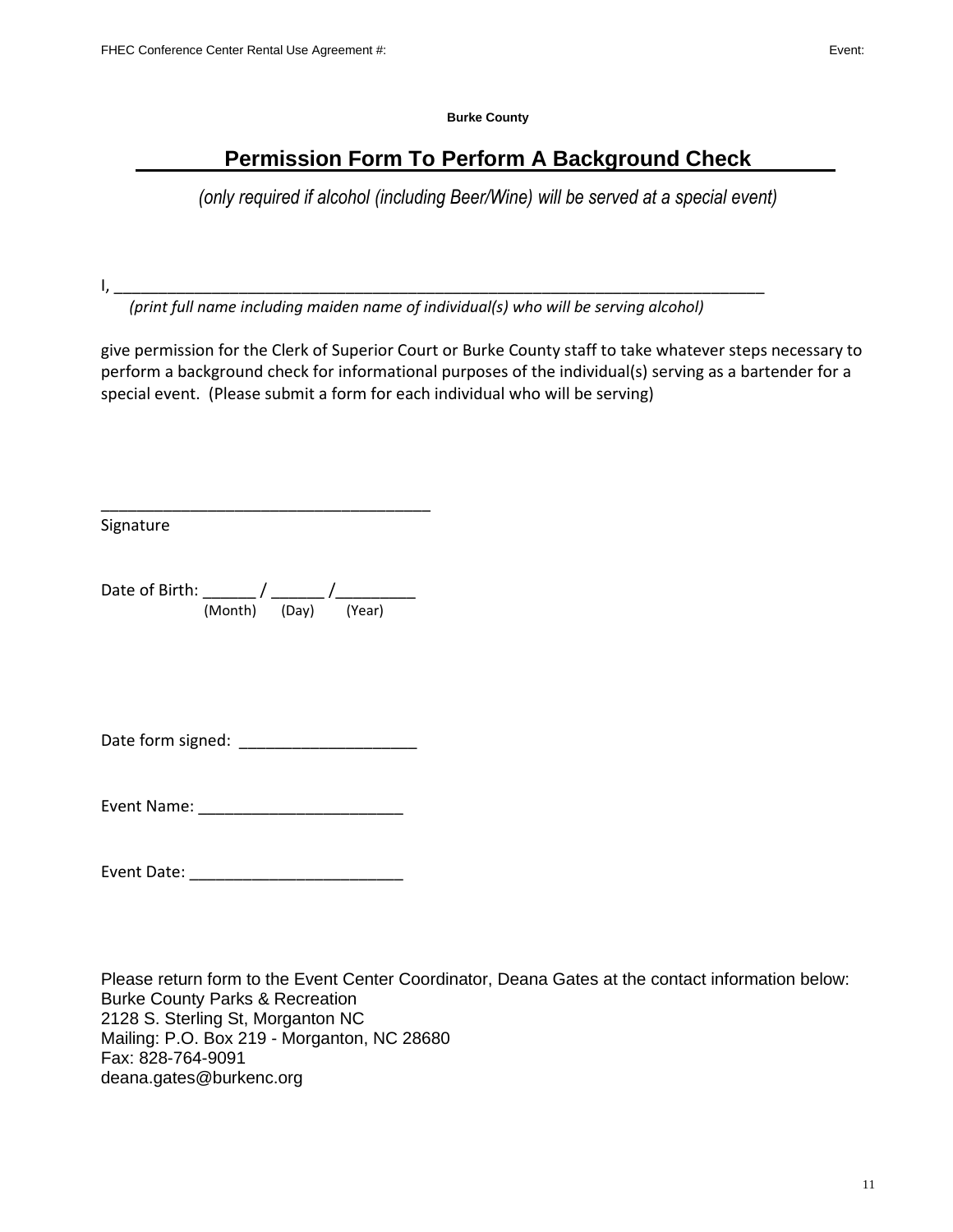**Burke County**

# Permission Form To Perform A Background Check

*(only required if alcohol (including Beer/Wine) will be served at a special event)*

I, ___________________________________________________________________________

*(print full name including maiden name of individual(s) who will be serving alcohol)*

give permission for the Clerk of Superior Court or Burke County staff to take whatever steps necessary to perform a background check for informational purposes of the individual(s) serving as a bartender for a special event. (Please submit a form for each individual who will be serving)

_____________________________________
Signature

Date of Birth: ______ / ______ /_________
(Month) (Day) (Year)

Date form signed: ____________________

Event Name: _______________________

Event Date: ________________________

Please return form to the Event Center Coordinator, Deana Gates at the contact information below:
Burke County Parks & Recreation
2128 S. Sterling St, Morganton NC
Mailing: P.O. Box 219 - Morganton, NC 28680
Fax: 828-764-9091
deana.gates@burkenc.org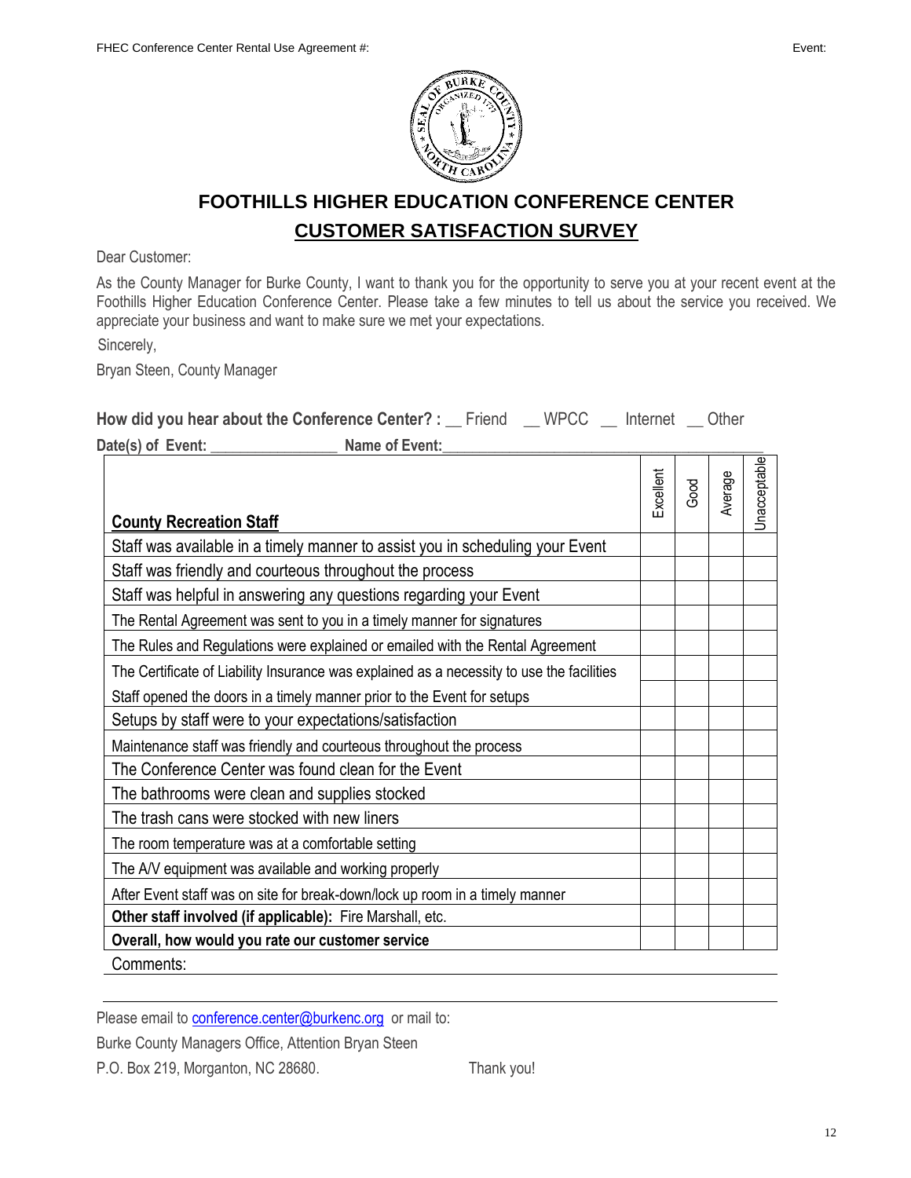FHEC Conference Center Rental Use Agreement #: Event:

# FOOTHILLS HIGHER EDUCATION CONFERENCE CENTER

## CUSTOMER SATISFACTION SURVEY

Dear Customer:

As the County Manager for Burke County, I want to thank you for the opportunity to serve you at your recent event at the Foothills Higher Education Conference Center. Please take a few minutes to tell us about the service you received. We appreciate your business and want to make sure we met your expectations.

Sincerely,

Bryan Steen, County Manager

**How did you hear about the Conference Center? :** __ Friend __ WPCC __ Internet __ Other

**Date(s) of Event:** ________________ **Name of Event:**__________________________________________

| **County Recreation Staff** | Excellent | Good | Average | Unacceptable |
|---|---|---|---|---|
| Staff was available in a timely manner to assist you in scheduling your Event | | | | |
| Staff was friendly and courteous throughout the process | | | | |
| Staff was helpful in answering any questions regarding your Event | | | | |
| The Rental Agreement was sent to you in a timely manner for signatures | | | | |
| The Rules and Regulations were explained or emailed with the Rental Agreement | | | | |
| The Certificate of Liability Insurance was explained as a necessity to use the facilities | | | | |
| Staff opened the doors in a timely manner prior to the Event for setups | | | | |
| Setups by staff were to your expectations/satisfaction | | | | |
| Maintenance staff was friendly and courteous throughout the process | | | | |
| The Conference Center was found clean for the Event | | | | |
| The bathrooms were clean and supplies stocked | | | | |
| The trash cans were stocked with new liners | | | | |
| The room temperature was at a comfortable setting | | | | |
| The A/V equipment was available and working properly | | | | |
| After Event staff was on site for break-down/lock up room in a timely manner | | | | |
| **Other staff involved (if applicable):** Fire Marshall, etc. | | | | |
| **Overall, how would you rate our customer service** | | | | |

Comments:

Please email to conference.center@burkenc.org or mail to:

Burke County Managers Office, Attention Bryan Steen

P.O. Box 219, Morganton, NC 28680.

Thank you!